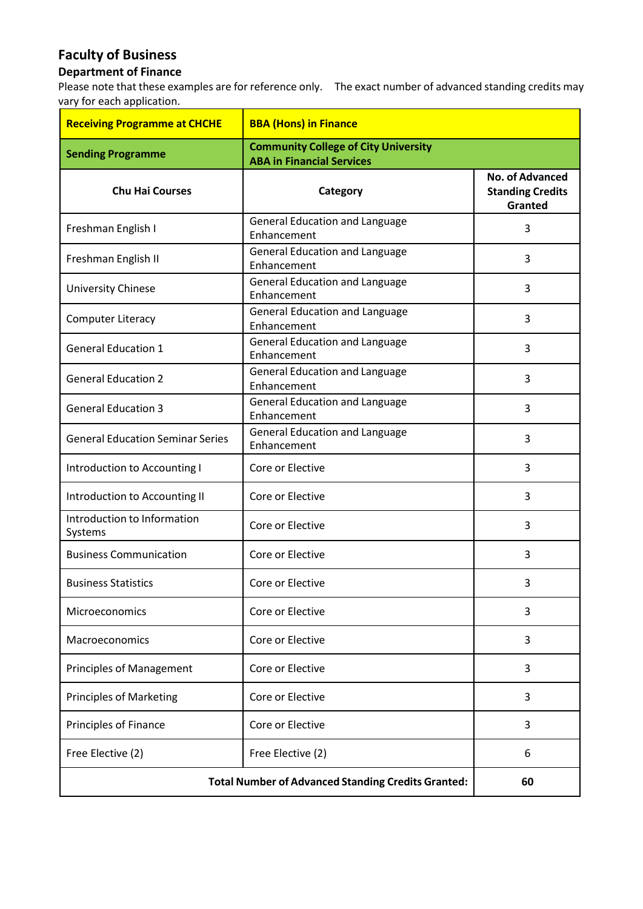# Faculty of Business

## Department of Finance

Please note that these examples are for reference only. The exact number of advanced standing credits may vary for each application.

| **Receiving Programme at CHCHE** | **BBA (Hons) in Finance** | |
|---|---|---|
| **Sending Programme** | **Community College of City University ABA in Financial Services** | |
| **Chu Hai Courses** | **Category** | **No. of Advanced Standing Credits Granted** |
| Freshman English I | General Education and Language Enhancement | 3 |
| Freshman English II | General Education and Language Enhancement | 3 |
| University Chinese | General Education and Language Enhancement | 3 |
| Computer Literacy | General Education and Language Enhancement | 3 |
| General Education 1 | General Education and Language Enhancement | 3 |
| General Education 2 | General Education and Language Enhancement | 3 |
| General Education 3 | General Education and Language Enhancement | 3 |
| General Education Seminar Series | General Education and Language Enhancement | 3 |
| Introduction to Accounting I | Core or Elective | 3 |
| Introduction to Accounting II | Core or Elective | 3 |
| Introduction to Information Systems | Core or Elective | 3 |
| Business Communication | Core or Elective | 3 |
| Business Statistics | Core or Elective | 3 |
| Microeconomics | Core or Elective | 3 |
| Macroeconomics | Core or Elective | 3 |
| Principles of Management | Core or Elective | 3 |
| Principles of Marketing | Core or Elective | 3 |
| Principles of Finance | Core or Elective | 3 |
| Free Elective (2) | Free Elective (2) | 6 |
| **Total Number of Advanced Standing Credits Granted:** | | **60** |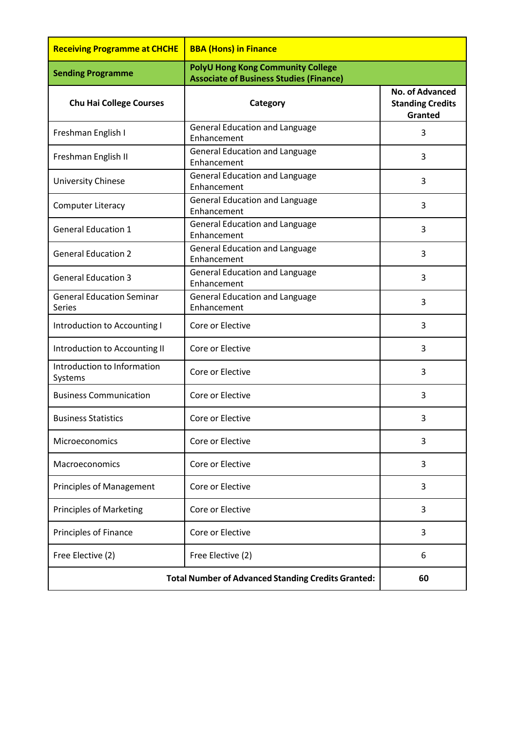| Receiving Programme at CHCHE | BBA (Hons) in Finance | |
|---|---|---|
| **Sending Programme** | **PolyU Hong Kong Community College Associate of Business Studies (Finance)** | |
| **Chu Hai College Courses** | **Category** | **No. of Advanced Standing Credits Granted** |
| Freshman English I | General Education and Language Enhancement | 3 |
| Freshman English II | General Education and Language Enhancement | 3 |
| University Chinese | General Education and Language Enhancement | 3 |
| Computer Literacy | General Education and Language Enhancement | 3 |
| General Education 1 | General Education and Language Enhancement | 3 |
| General Education 2 | General Education and Language Enhancement | 3 |
| General Education 3 | General Education and Language Enhancement | 3 |
| General Education Seminar Series | General Education and Language Enhancement | 3 |
| Introduction to Accounting I | Core or Elective | 3 |
| Introduction to Accounting II | Core or Elective | 3 |
| Introduction to Information Systems | Core or Elective | 3 |
| Business Communication | Core or Elective | 3 |
| Business Statistics | Core or Elective | 3 |
| Microeconomics | Core or Elective | 3 |
| Macroeconomics | Core or Elective | 3 |
| Principles of Management | Core or Elective | 3 |
| Principles of Marketing | Core or Elective | 3 |
| Principles of Finance | Core or Elective | 3 |
| Free Elective (2) | Free Elective (2) | 6 |
| **Total Number of Advanced Standing Credits Granted:** | | **60** |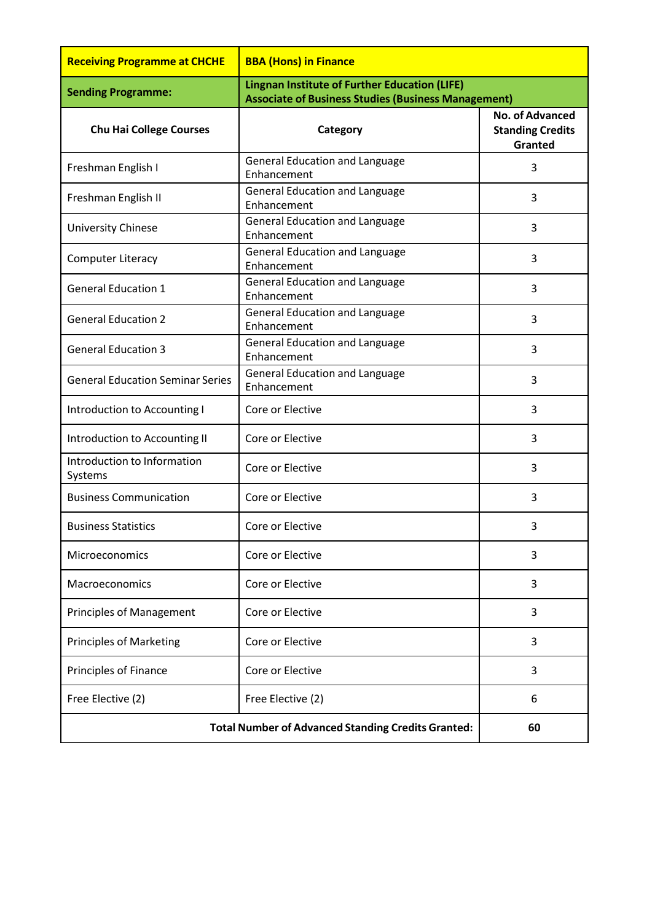| Receiving Programme at CHCHE | BBA (Hons) in Finance | |
|---|---|---|
| **Sending Programme:** | **Lingnan Institute of Further Education (LIFE) Associate of Business Studies (Business Management)** | |
| **Chu Hai College Courses** | **Category** | **No. of Advanced Standing Credits Granted** |
| Freshman English I | General Education and Language Enhancement | 3 |
| Freshman English II | General Education and Language Enhancement | 3 |
| University Chinese | General Education and Language Enhancement | 3 |
| Computer Literacy | General Education and Language Enhancement | 3 |
| General Education 1 | General Education and Language Enhancement | 3 |
| General Education 2 | General Education and Language Enhancement | 3 |
| General Education 3 | General Education and Language Enhancement | 3 |
| General Education Seminar Series | General Education and Language Enhancement | 3 |
| Introduction to Accounting I | Core or Elective | 3 |
| Introduction to Accounting II | Core or Elective | 3 |
| Introduction to Information Systems | Core or Elective | 3 |
| Business Communication | Core or Elective | 3 |
| Business Statistics | Core or Elective | 3 |
| Microeconomics | Core or Elective | 3 |
| Macroeconomics | Core or Elective | 3 |
| Principles of Management | Core or Elective | 3 |
| Principles of Marketing | Core or Elective | 3 |
| Principles of Finance | Core or Elective | 3 |
| Free Elective (2) | Free Elective (2) | 6 |
| **Total Number of Advanced Standing Credits Granted:** | | **60** |